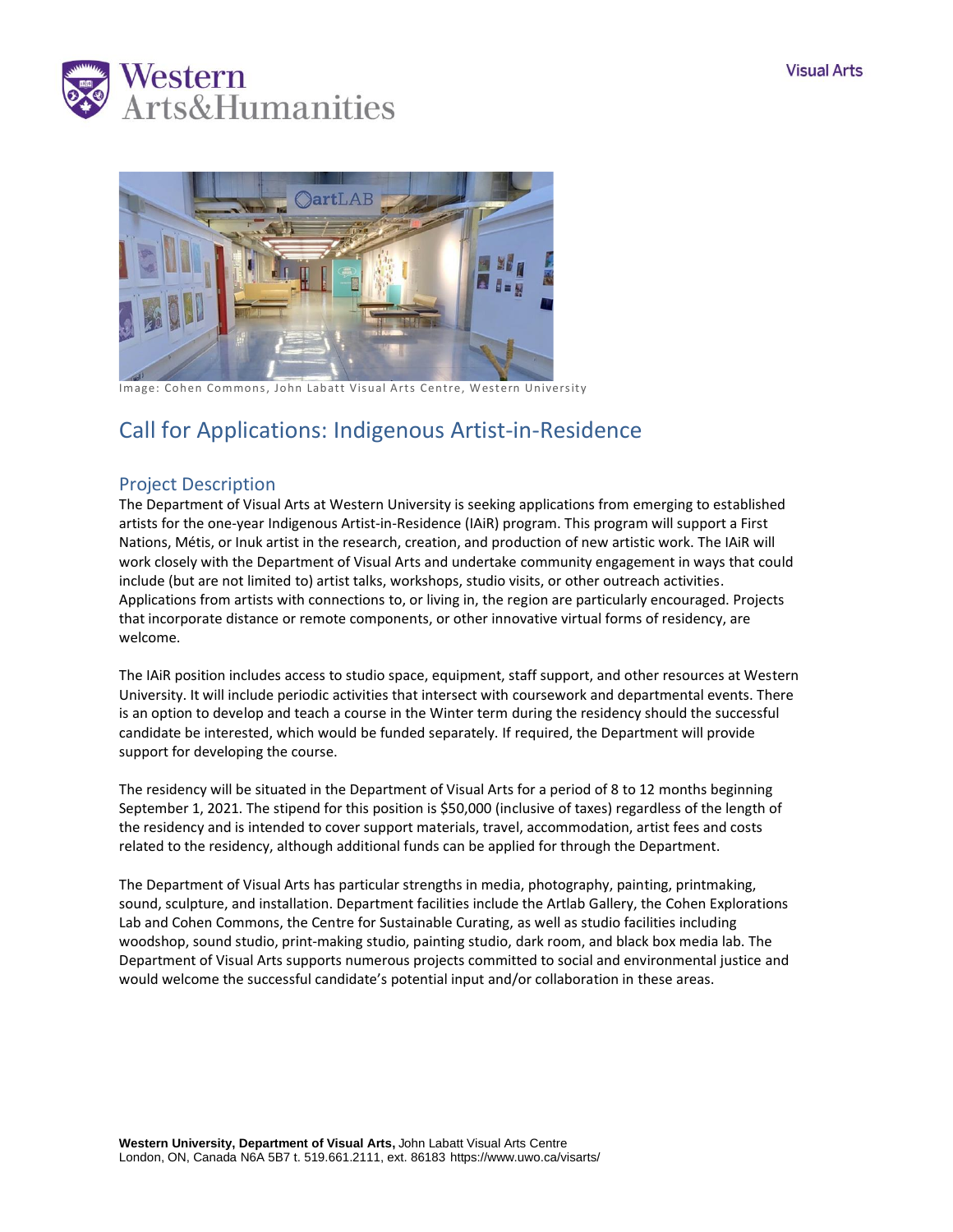Visual Arts

Western Arts&Humanities

Image: Cohen Commons, John Labatt Visual Arts Centre, Western University

# Call for Applications: Indigenous Artist-in-Residence

## Project Description

The Department of Visual Arts at Western University is seeking applications from emerging to established artists for the one-year Indigenous Artist-in-Residence (IAiR) program. This program will support a First Nations, Métis, or Inuk artist in the research, creation, and production of new artistic work. The IAiR will work closely with the Department of Visual Arts and undertake community engagement in ways that could include (but are not limited to) artist talks, workshops, studio visits, or other outreach activities. Applications from artists with connections to, or living in, the region are particularly encouraged. Projects that incorporate distance or remote components, or other innovative virtual forms of residency, are welcome.

The IAiR position includes access to studio space, equipment, staff support, and other resources at Western University. It will include periodic activities that intersect with coursework and departmental events. There is an option to develop and teach a course in the Winter term during the residency should the successful candidate be interested, which would be funded separately. If required, the Department will provide support for developing the course.

The residency will be situated in the Department of Visual Arts for a period of 8 to 12 months beginning September 1, 2021. The stipend for this position is $50,000 (inclusive of taxes) regardless of the length of the residency and is intended to cover support materials, travel, accommodation, artist fees and costs related to the residency, although additional funds can be applied for through the Department.

The Department of Visual Arts has particular strengths in media, photography, painting, printmaking, sound, sculpture, and installation. Department facilities include the Artlab Gallery, the Cohen Explorations Lab and Cohen Commons, the Centre for Sustainable Curating, as well as studio facilities including woodshop, sound studio, print-making studio, painting studio, dark room, and black box media lab. The Department of Visual Arts supports numerous projects committed to social and environmental justice and would welcome the successful candidate's potential input and/or collaboration in these areas.

**Western University, Department of Visual Arts,** John Labatt Visual Arts Centre
London, ON, Canada N6A 5B7 t. 519.661.2111, ext. 86183 https://www.uwo.ca/visarts/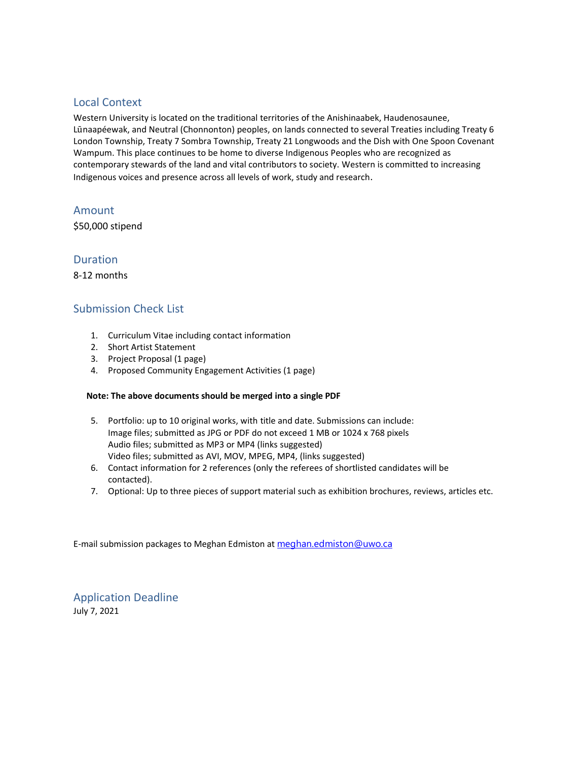## Local Context

Western University is located on the traditional territories of the Anishinaabek, Haudenosaunee, Lūnaapéewak, and Neutral (Chonnonton) peoples, on lands connected to several Treaties including Treaty 6 London Township, Treaty 7 Sombra Township, Treaty 21 Longwoods and the Dish with One Spoon Covenant Wampum. This place continues to be home to diverse Indigenous Peoples who are recognized as contemporary stewards of the land and vital contributors to society. Western is committed to increasing Indigenous voices and presence across all levels of work, study and research.

## Amount

$50,000 stipend

## Duration

8-12 months

## Submission Check List

1. Curriculum Vitae including contact information
2. Short Artist Statement
3. Project Proposal (1 page)
4. Proposed Community Engagement Activities (1 page)

**Note: The above documents should be merged into a single PDF**

5. Portfolio: up to 10 original works, with title and date. Submissions can include:
   Image files; submitted as JPG or PDF do not exceed 1 MB or 1024 x 768 pixels
   Audio files; submitted as MP3 or MP4 (links suggested)
   Video files; submitted as AVI, MOV, MPEG, MP4, (links suggested)
6. Contact information for 2 references (only the referees of shortlisted candidates will be contacted).
7. Optional: Up to three pieces of support material such as exhibition brochures, reviews, articles etc.

E-mail submission packages to Meghan Edmiston at meghan.edmiston@uwo.ca

## Application Deadline

July 7, 2021